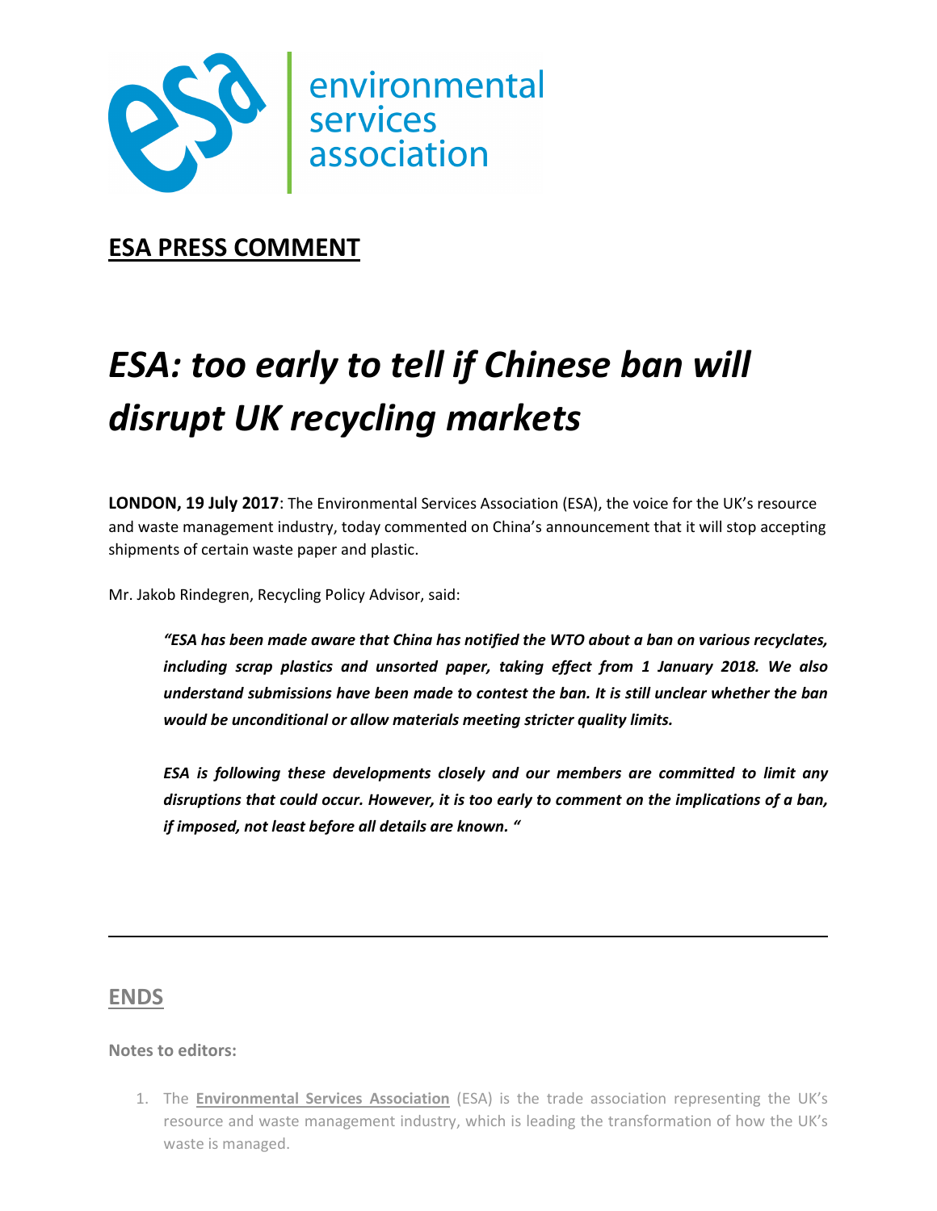environmental services association

**ESA PRESS COMMENT**

# *ESA: too early to tell if Chinese ban will disrupt UK recycling markets*

**LONDON, 19 July 2017**: The Environmental Services Association (ESA), the voice for the UK's resource and waste management industry, today commented on China's announcement that it will stop accepting shipments of certain waste paper and plastic.

Mr. Jakob Rindegren, Recycling Policy Advisor, said:

> ***"ESA has been made aware that China has notified the WTO about a ban on various recyclates, including scrap plastics and unsorted paper, taking effect from 1 January 2018. We also understand submissions have been made to contest the ban. It is still unclear whether the ban would be unconditional or allow materials meeting stricter quality limits.***
>
> ***ESA is following these developments closely and our members are committed to limit any disruptions that could occur. However, it is too early to comment on the implications of a ban, if imposed, not least before all details are known. "***

---

**ENDS**

**Notes to editors:**

1. The **Environmental Services Association** (ESA) is the trade association representing the UK's resource and waste management industry, which is leading the transformation of how the UK's waste is managed.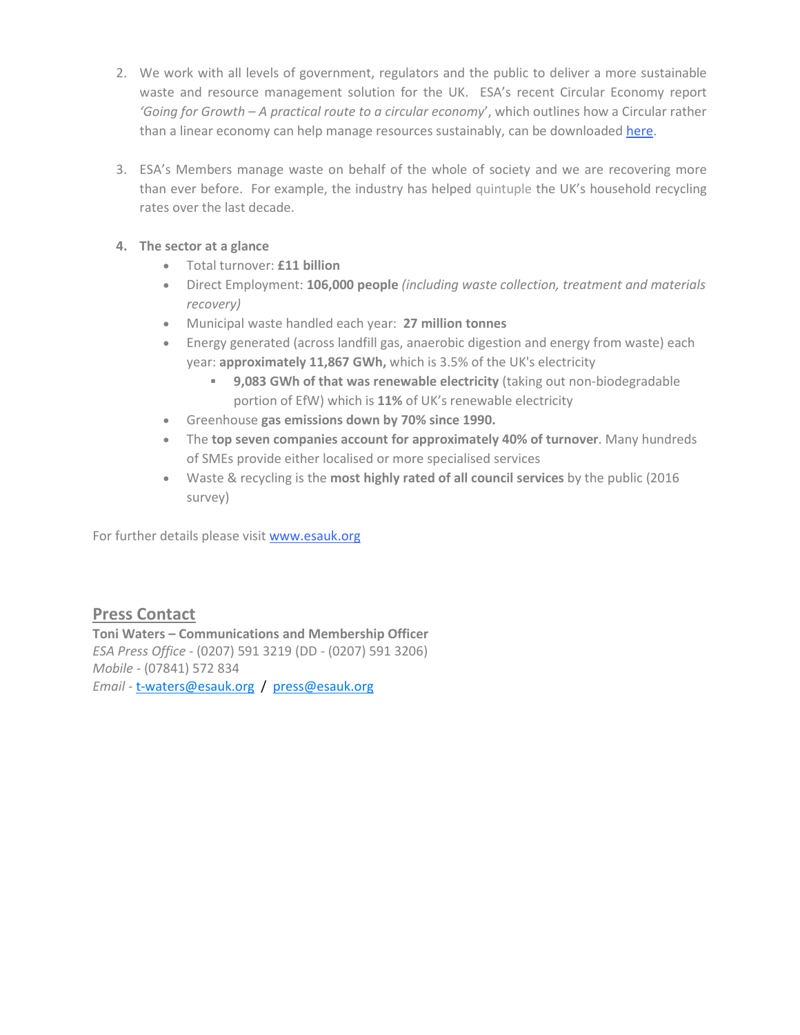2. We work with all levels of government, regulators and the public to deliver a more sustainable waste and resource management solution for the UK. ESA's recent Circular Economy report *'Going for Growth – A practical route to a circular economy*', which outlines how a Circular rather than a linear economy can help manage resources sustainably, can be downloaded [here](here).

3. ESA's Members manage waste on behalf of the whole of society and we are recovering more than ever before. For example, the industry has helped quintuple the UK's household recycling rates over the last decade.

4. **The sector at a glance**
   - Total turnover: **£11 billion**
   - Direct Employment: **106,000 people** *(including waste collection, treatment and materials recovery)*
   - Municipal waste handled each year: **27 million tonnes**
   - Energy generated (across landfill gas, anaerobic digestion and energy from waste) each year: **approximately 11,867 GWh,** which is 3.5% of the UK's electricity
     - **9,083 GWh of that was renewable electricity** (taking out non-biodegradable portion of EfW) which is **11%** of UK's renewable electricity
   - Greenhouse **gas emissions down by 70% since 1990.**
   - The **top seven companies account for approximately 40% of turnover**. Many hundreds of SMEs provide either localised or more specialised services
   - Waste & recycling is the **most highly rated of all council services** by the public (2016 survey)

For further details please visit [www.esauk.org](www.esauk.org)

## Press Contact

**Toni Waters – Communications and Membership Officer**
*ESA Press Office* - (0207) 591 3219 (DD - (0207) 591 3206)
*Mobile* - (07841) 572 834
*Email* - t-waters@esauk.org / press@esauk.org